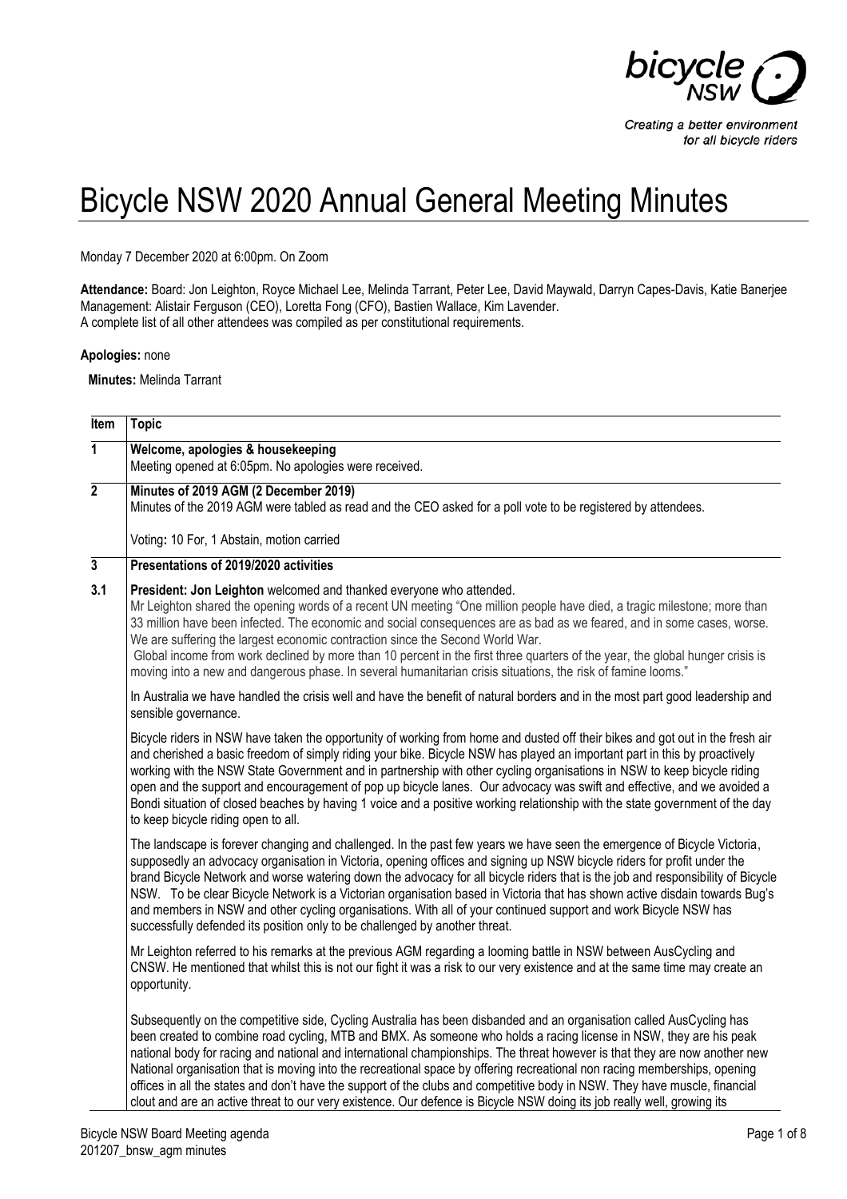bicycle NSW

Creating a better environment for all bicycle riders

# Bicycle NSW 2020 Annual General Meeting Minutes

Monday 7 December 2020 at 6:00pm. On Zoom

**Attendance:** Board: Jon Leighton, Royce Michael Lee, Melinda Tarrant, Peter Lee, David Maywald, Darryn Capes-Davis, Katie Banerjee
Management: Alistair Ferguson (CEO), Loretta Fong (CFO), Bastien Wallace, Kim Lavender.
A complete list of all other attendees was compiled as per constitutional requirements.

**Apologies:** none

**Minutes:** Melinda Tarrant

| Item | Topic |
|---|---|
| **1** | **Welcome, apologies & housekeeping**<br>Meeting opened at 6:05pm. No apologies were received. |
| **2** | **Minutes of 2019 AGM (2 December 2019)**<br>Minutes of the 2019 AGM were tabled as read and the CEO asked for a poll vote to be registered by attendees.<br><br>Voting**:** 10 For, 1 Abstain, motion carried |
| **3** | **Presentations of 2019/2020 activities** |
| **3.1** | **President: Jon Leighton** welcomed and thanked everyone who attended.<br>Mr Leighton shared the opening words of a recent UN meeting "One million people have died, a tragic milestone; more than 33 million have been infected. The economic and social consequences are as bad as we feared, and in some cases, worse. We are suffering the largest economic contraction since the Second World War.<br>Global income from work declined by more than 10 percent in the first three quarters of the year, the global hunger crisis is moving into a new and dangerous phase. In several humanitarian crisis situations, the risk of famine looms."<br><br>In Australia we have handled the crisis well and have the benefit of natural borders and in the most part good leadership and sensible governance.<br><br>Bicycle riders in NSW have taken the opportunity of working from home and dusted off their bikes and got out in the fresh air and cherished a basic freedom of simply riding your bike. Bicycle NSW has played an important part in this by proactively working with the NSW State Government and in partnership with other cycling organisations in NSW to keep bicycle riding open and the support and encouragement of pop up bicycle lanes. Our advocacy was swift and effective, and we avoided a Bondi situation of closed beaches by having 1 voice and a positive working relationship with the state government of the day to keep bicycle riding open to all.<br><br>The landscape is forever changing and challenged. In the past few years we have seen the emergence of Bicycle Victoria, supposedly an advocacy organisation in Victoria, opening offices and signing up NSW bicycle riders for profit under the brand Bicycle Network and worse watering down the advocacy for all bicycle riders that is the job and responsibility of Bicycle NSW. To be clear Bicycle Network is a Victorian organisation based in Victoria that has shown active disdain towards Bug's and members in NSW and other cycling organisations. With all of your continued support and work Bicycle NSW has successfully defended its position only to be challenged by another threat.<br><br>Mr Leighton referred to his remarks at the previous AGM regarding a looming battle in NSW between AusCycling and CNSW. He mentioned that whilst this is not our fight it was a risk to our very existence and at the same time may create an opportunity.<br><br>Subsequently on the competitive side, Cycling Australia has been disbanded and an organisation called AusCycling has been created to combine road cycling, MTB and BMX. As someone who holds a racing license in NSW, they are his peak national body for racing and national and international championships. The threat however is that they are now another new National organisation that is moving into the recreational space by offering recreational non racing memberships, opening offices in all the states and don't have the support of the clubs and competitive body in NSW. They have muscle, financial clout and are an active threat to our very existence. Our defence is Bicycle NSW doing its job really well, growing its |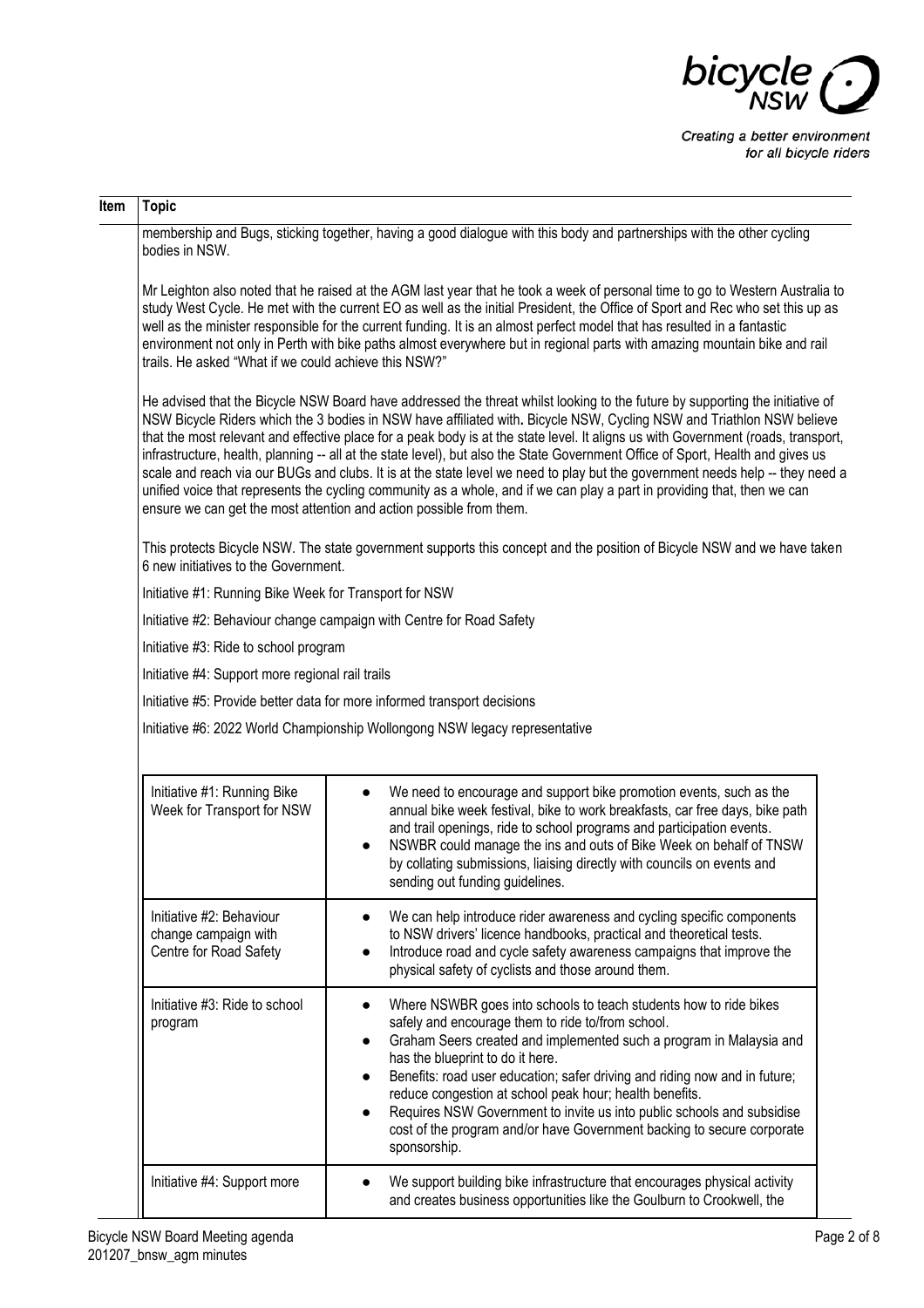| Item | Topic |
|---|---|
| | membership and Bugs, sticking together, having a good dialogue with this body and partnerships with the other cycling bodies in NSW. |

Mr Leighton also noted that he raised at the AGM last year that he took a week of personal time to go to Western Australia to study West Cycle. He met with the current EO as well as the initial President, the Office of Sport and Rec who set this up as well as the minister responsible for the current funding. It is an almost perfect model that has resulted in a fantastic environment not only in Perth with bike paths almost everywhere but in regional parts with amazing mountain bike and rail trails. He asked "What if we could achieve this NSW?"

He advised that the Bicycle NSW Board have addressed the threat whilst looking to the future by supporting the initiative of NSW Bicycle Riders which the 3 bodies in NSW have affiliated with**.** Bicycle NSW, Cycling NSW and Triathlon NSW believe that the most relevant and effective place for a peak body is at the state level. It aligns us with Government (roads, transport, infrastructure, health, planning -- all at the state level), but also the State Government Office of Sport, Health and gives us scale and reach via our BUGs and clubs. It is at the state level we need to play but the government needs help -- they need a unified voice that represents the cycling community as a whole, and if we can play a part in providing that, then we can ensure we can get the most attention and action possible from them.

This protects Bicycle NSW. The state government supports this concept and the position of Bicycle NSW and we have taken 6 new initiatives to the Government.

Initiative #1: Running Bike Week for Transport for NSW

Initiative #2: Behaviour change campaign with Centre for Road Safety

Initiative #3: Ride to school program

Initiative #4: Support more regional rail trails

Initiative #5: Provide better data for more informed transport decisions

Initiative #6: 2022 World Championship Wollongong NSW legacy representative

| Initiative | Details |
|---|---|
| Initiative #1: Running Bike Week for Transport for NSW | • We need to encourage and support bike promotion events, such as the annual bike week festival, bike to work breakfasts, car free days, bike path and trail openings, ride to school programs and participation events.<br>• NSWBR could manage the ins and outs of Bike Week on behalf of TNSW by collating submissions, liaising directly with councils on events and sending out funding guidelines. |
| Initiative #2: Behaviour change campaign with Centre for Road Safety | • We can help introduce rider awareness and cycling specific components to NSW drivers' licence handbooks, practical and theoretical tests.<br>• Introduce road and cycle safety awareness campaigns that improve the physical safety of cyclists and those around them. |
| Initiative #3: Ride to school program | • Where NSWBR goes into schools to teach students how to ride bikes safely and encourage them to ride to/from school.<br>• Graham Seers created and implemented such a program in Malaysia and has the blueprint to do it here.<br>• Benefits: road user education; safer driving and riding now and in future; reduce congestion at school peak hour; health benefits.<br>• Requires NSW Government to invite us into public schools and subsidise cost of the program and/or have Government backing to secure corporate sponsorship. |
| Initiative #4: Support more | • We support building bike infrastructure that encourages physical activity and creates business opportunities like the Goulburn to Crookwell, the |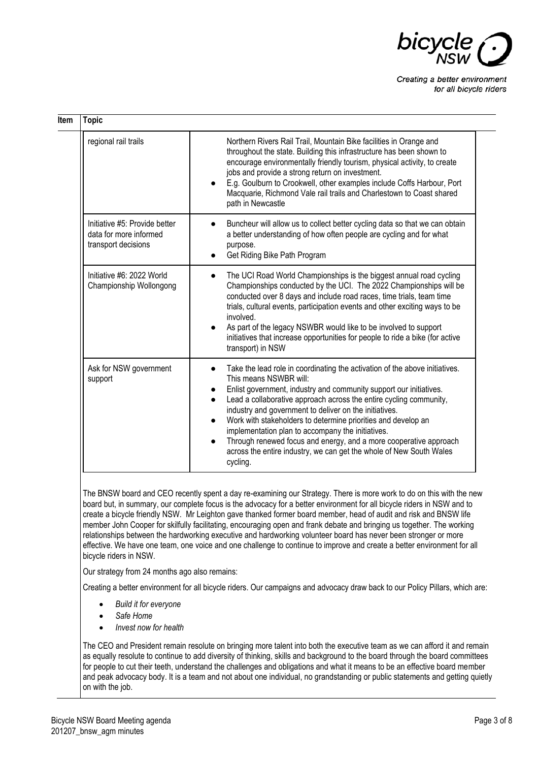| Item | Topic |  |
|---|---|---|
|  | regional rail trails | Northern Rivers Rail Trail, Mountain Bike facilities in Orange and throughout the state. Building this infrastructure has been shown to encourage environmentally friendly tourism, physical activity, to create jobs and provide a strong return on investment.<br>• E.g. Goulburn to Crookwell, other examples include Coffs Harbour, Port Macquarie, Richmond Vale rail trails and Charlestown to Coast shared path in Newcastle |
|  | Initiative #5: Provide better data for more informed transport decisions | • Buncheur will allow us to collect better cycling data so that we can obtain a better understanding of how often people are cycling and for what purpose.<br>• Get Riding Bike Path Program |
|  | Initiative #6: 2022 World Championship Wollongong | • The UCI Road World Championships is the biggest annual road cycling Championships conducted by the UCI. The 2022 Championships will be conducted over 8 days and include road races, time trials, team time trials, cultural events, participation events and other exciting ways to be involved.<br>• As part of the legacy NSWBR would like to be involved to support initiatives that increase opportunities for people to ride a bike (for active transport) in NSW |
|  | Ask for NSW government support | • Take the lead role in coordinating the activation of the above initiatives. This means NSWBR will:<br>• Enlist government, industry and community support our initiatives.<br>• Lead a collaborative approach across the entire cycling community, industry and government to deliver on the initiatives.<br>• Work with stakeholders to determine priorities and develop an implementation plan to accompany the initiatives.<br>• Through renewed focus and energy, and a more cooperative approach across the entire industry, we can get the whole of New South Wales cycling. |

The BNSW board and CEO recently spent a day re-examining our Strategy. There is more work to do on this with the new board but, in summary, our complete focus is the advocacy for a better environment for all bicycle riders in NSW and to create a bicycle friendly NSW. Mr Leighton gave thanked former board member, head of audit and risk and BNSW life member John Cooper for skilfully facilitating, encouraging open and frank debate and bringing us together. The working relationships between the hardworking executive and hardworking volunteer board has never been stronger or more effective. We have one team, one voice and one challenge to continue to improve and create a better environment for all bicycle riders in NSW.

Our strategy from 24 months ago also remains:

Creating a better environment for all bicycle riders. Our campaigns and advocacy draw back to our Policy Pillars, which are:

- *Build it for everyone*
- *Safe Home*
- *Invest now for health*

The CEO and President remain resolute on bringing more talent into both the executive team as we can afford it and remain as equally resolute to continue to add diversity of thinking, skills and background to the board through the board committees for people to cut their teeth, understand the challenges and obligations and what it means to be an effective board member and peak advocacy body. It is a team and not about one individual, no grandstanding or public statements and getting quietly on with the job.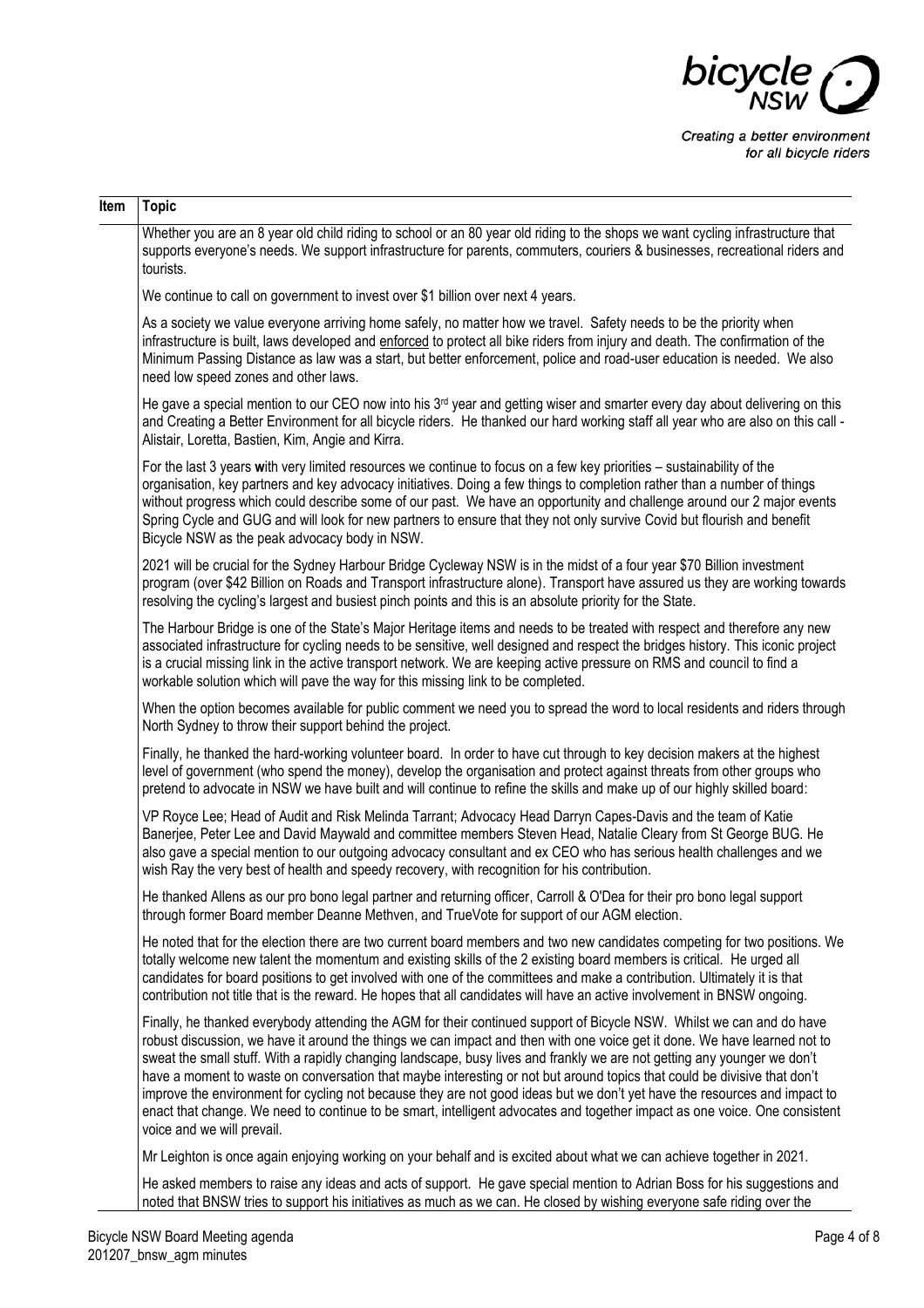| Item | Topic |
|---|---|
| | Whether you are an 8 year old child riding to school or an 80 year old riding to the shops we want cycling infrastructure that supports everyone's needs. We support infrastructure for parents, commuters, couriers & businesses, recreational riders and tourists.<br><br>We continue to call on government to invest over $1 billion over next 4 years.<br><br>As a society we value everyone arriving home safely, no matter how we travel. Safety needs to be the priority when infrastructure is built, laws developed and <u>enforced</u> to protect all bike riders from injury and death. The confirmation of the Minimum Passing Distance as law was a start, but better enforcement, police and road-user education is needed. We also need low speed zones and other laws.<br><br>He gave a special mention to our CEO now into his 3rd year and getting wiser and smarter every day about delivering on this and Creating a Better Environment for all bicycle riders. He thanked our hard working staff all year who are also on this call - Alistair, Loretta, Bastien, Kim, Angie and Kirra.<br><br>For the last 3 years **w**ith very limited resources we continue to focus on a few key priorities – sustainability of the organisation, key partners and key advocacy initiatives. Doing a few things to completion rather than a number of things without progress which could describe some of our past. We have an opportunity and challenge around our 2 major events Spring Cycle and GUG and will look for new partners to ensure that they not only survive Covid but flourish and benefit Bicycle NSW as the peak advocacy body in NSW.<br><br>2021 will be crucial for the Sydney Harbour Bridge Cycleway NSW is in the midst of a four year $70 Billion investment program (over $42 Billion on Roads and Transport infrastructure alone). Transport have assured us they are working towards resolving the cycling's largest and busiest pinch points and this is an absolute priority for the State.<br><br>The Harbour Bridge is one of the State's Major Heritage items and needs to be treated with respect and therefore any new associated infrastructure for cycling needs to be sensitive, well designed and respect the bridges history. This iconic project is a crucial missing link in the active transport network. We are keeping active pressure on RMS and council to find a workable solution which will pave the way for this missing link to be completed.<br><br>When the option becomes available for public comment we need you to spread the word to local residents and riders through North Sydney to throw their support behind the project.<br><br>Finally, he thanked the hard-working volunteer board. In order to have cut through to key decision makers at the highest level of government (who spend the money), develop the organisation and protect against threats from other groups who pretend to advocate in NSW we have built and will continue to refine the skills and make up of our highly skilled board:<br><br>VP Royce Lee; Head of Audit and Risk Melinda Tarrant; Advocacy Head Darryn Capes-Davis and the team of Katie Banerjee, Peter Lee and David Maywald and committee members Steven Head, Natalie Cleary from St George BUG. He also gave a special mention to our outgoing advocacy consultant and ex CEO who has serious health challenges and we wish Ray the very best of health and speedy recovery, with recognition for his contribution.<br><br>He thanked Allens as our pro bono legal partner and returning officer, Carroll & O'Dea for their pro bono legal support through former Board member Deanne Methven, and TrueVote for support of our AGM election.<br><br>He noted that for the election there are two current board members and two new candidates competing for two positions. We totally welcome new talent the momentum and existing skills of the 2 existing board members is critical. He urged all candidates for board positions to get involved with one of the committees and make a contribution. Ultimately it is that contribution not title that is the reward. He hopes that all candidates will have an active involvement in BNSW ongoing.<br><br>Finally, he thanked everybody attending the AGM for their continued support of Bicycle NSW. Whilst we can and do have robust discussion, we have it around the things we can impact and then with one voice get it done. We have learned not to sweat the small stuff. With a rapidly changing landscape, busy lives and frankly we are not getting any younger we don't have a moment to waste on conversation that maybe interesting or not but around topics that could be divisive that don't improve the environment for cycling not because they are not good ideas but we don't yet have the resources and impact to enact that change. We need to continue to be smart, intelligent advocates and together impact as one voice. One consistent voice and we will prevail.<br><br>Mr Leighton is once again enjoying working on your behalf and is excited about what we can achieve together in 2021.<br><br>He asked members to raise any ideas and acts of support. He gave special mention to Adrian Boss for his suggestions and noted that BNSW tries to support his initiatives as much as we can. He closed by wishing everyone safe riding over the |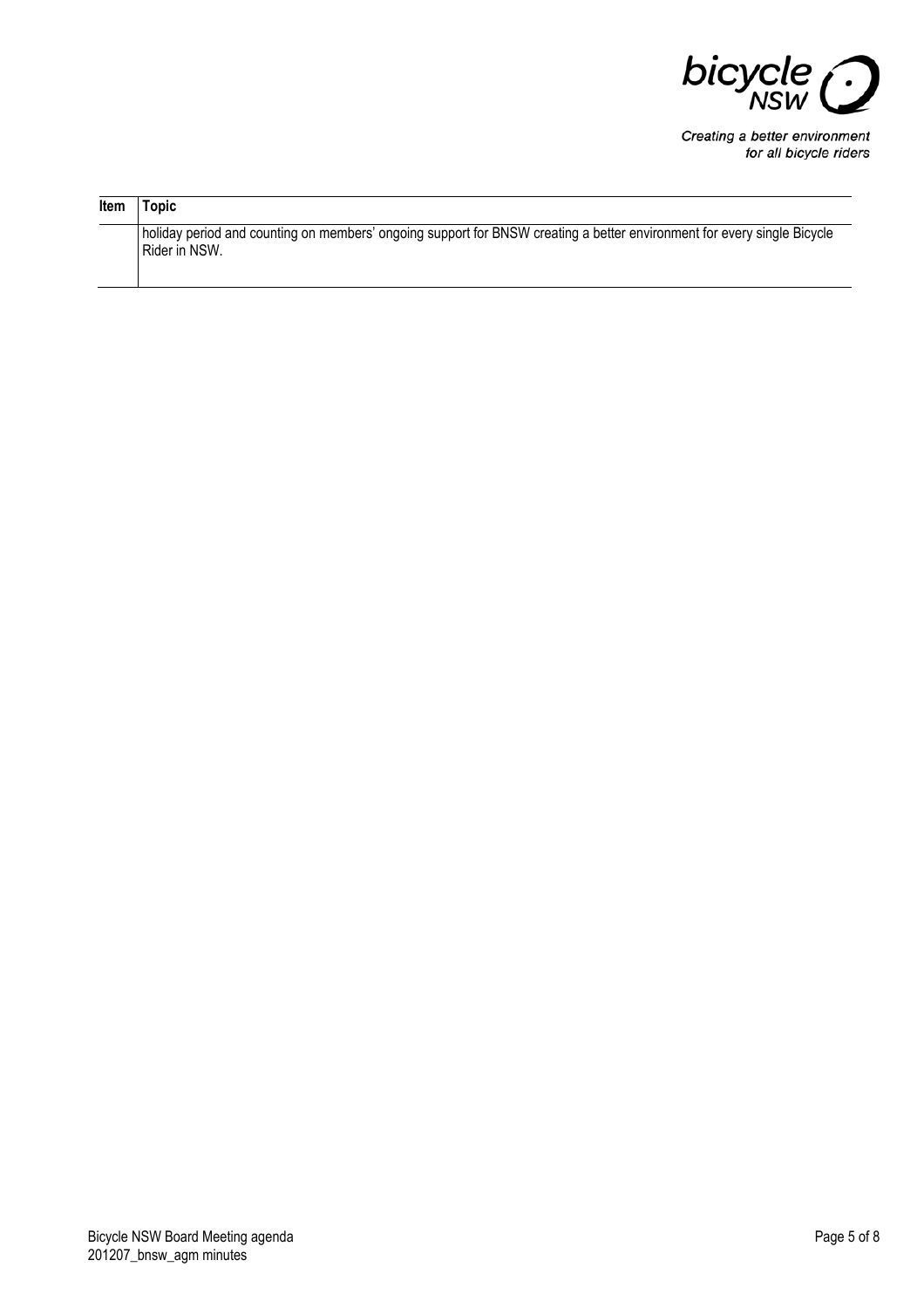| Item | Topic |
| --- | --- |
| | holiday period and counting on members' ongoing support for BNSW creating a better environment for every single Bicycle Rider in NSW. |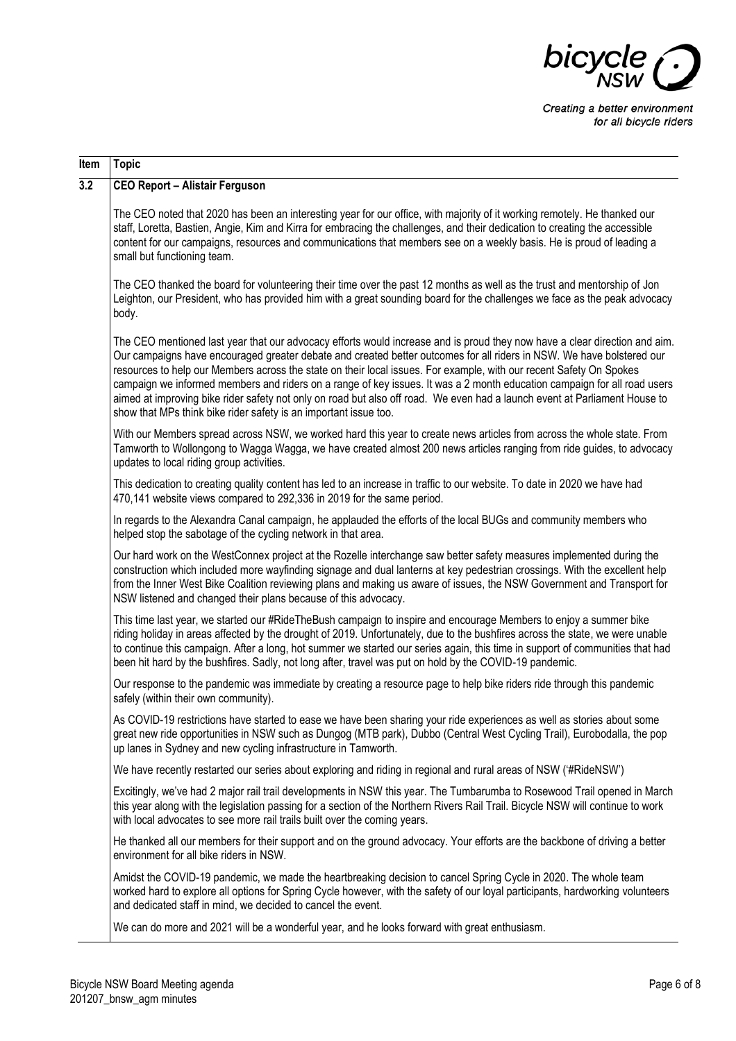| Item | Topic |
| --- | --- |
| 3.2 | **CEO Report – Alistair Ferguson** |

The CEO noted that 2020 has been an interesting year for our office, with majority of it working remotely. He thanked our staff, Loretta, Bastien, Angie, Kim and Kirra for embracing the challenges, and their dedication to creating the accessible content for our campaigns, resources and communications that members see on a weekly basis. He is proud of leading a small but functioning team.

The CEO thanked the board for volunteering their time over the past 12 months as well as the trust and mentorship of Jon Leighton, our President, who has provided him with a great sounding board for the challenges we face as the peak advocacy body.

The CEO mentioned last year that our advocacy efforts would increase and is proud they now have a clear direction and aim. Our campaigns have encouraged greater debate and created better outcomes for all riders in NSW. We have bolstered our resources to help our Members across the state on their local issues. For example, with our recent Safety On Spokes campaign we informed members and riders on a range of key issues. It was a 2 month education campaign for all road users aimed at improving bike rider safety not only on road but also off road. We even had a launch event at Parliament House to show that MPs think bike rider safety is an important issue too.

With our Members spread across NSW, we worked hard this year to create news articles from across the whole state. From Tamworth to Wollongong to Wagga Wagga, we have created almost 200 news articles ranging from ride guides, to advocacy updates to local riding group activities.

This dedication to creating quality content has led to an increase in traffic to our website. To date in 2020 we have had 470,141 website views compared to 292,336 in 2019 for the same period.

In regards to the Alexandra Canal campaign, he applauded the efforts of the local BUGs and community members who helped stop the sabotage of the cycling network in that area.

Our hard work on the WestConnex project at the Rozelle interchange saw better safety measures implemented during the construction which included more wayfinding signage and dual lanterns at key pedestrian crossings. With the excellent help from the Inner West Bike Coalition reviewing plans and making us aware of issues, the NSW Government and Transport for NSW listened and changed their plans because of this advocacy.

This time last year, we started our #RideTheBush campaign to inspire and encourage Members to enjoy a summer bike riding holiday in areas affected by the drought of 2019. Unfortunately, due to the bushfires across the state, we were unable to continue this campaign. After a long, hot summer we started our series again, this time in support of communities that had been hit hard by the bushfires. Sadly, not long after, travel was put on hold by the COVID-19 pandemic.

Our response to the pandemic was immediate by creating a resource page to help bike riders ride through this pandemic safely (within their own community).

As COVID-19 restrictions have started to ease we have been sharing your ride experiences as well as stories about some great new ride opportunities in NSW such as Dungog (MTB park), Dubbo (Central West Cycling Trail), Eurobodalla, the pop up lanes in Sydney and new cycling infrastructure in Tamworth.

We have recently restarted our series about exploring and riding in regional and rural areas of NSW ('#RideNSW')

Excitingly, we've had 2 major rail trail developments in NSW this year. The Tumbarumba to Rosewood Trail opened in March this year along with the legislation passing for a section of the Northern Rivers Rail Trail. Bicycle NSW will continue to work with local advocates to see more rail trails built over the coming years.

He thanked all our members for their support and on the ground advocacy. Your efforts are the backbone of driving a better environment for all bike riders in NSW.

Amidst the COVID-19 pandemic, we made the heartbreaking decision to cancel Spring Cycle in 2020. The whole team worked hard to explore all options for Spring Cycle however, with the safety of our loyal participants, hardworking volunteers and dedicated staff in mind, we decided to cancel the event.

We can do more and 2021 will be a wonderful year, and he looks forward with great enthusiasm.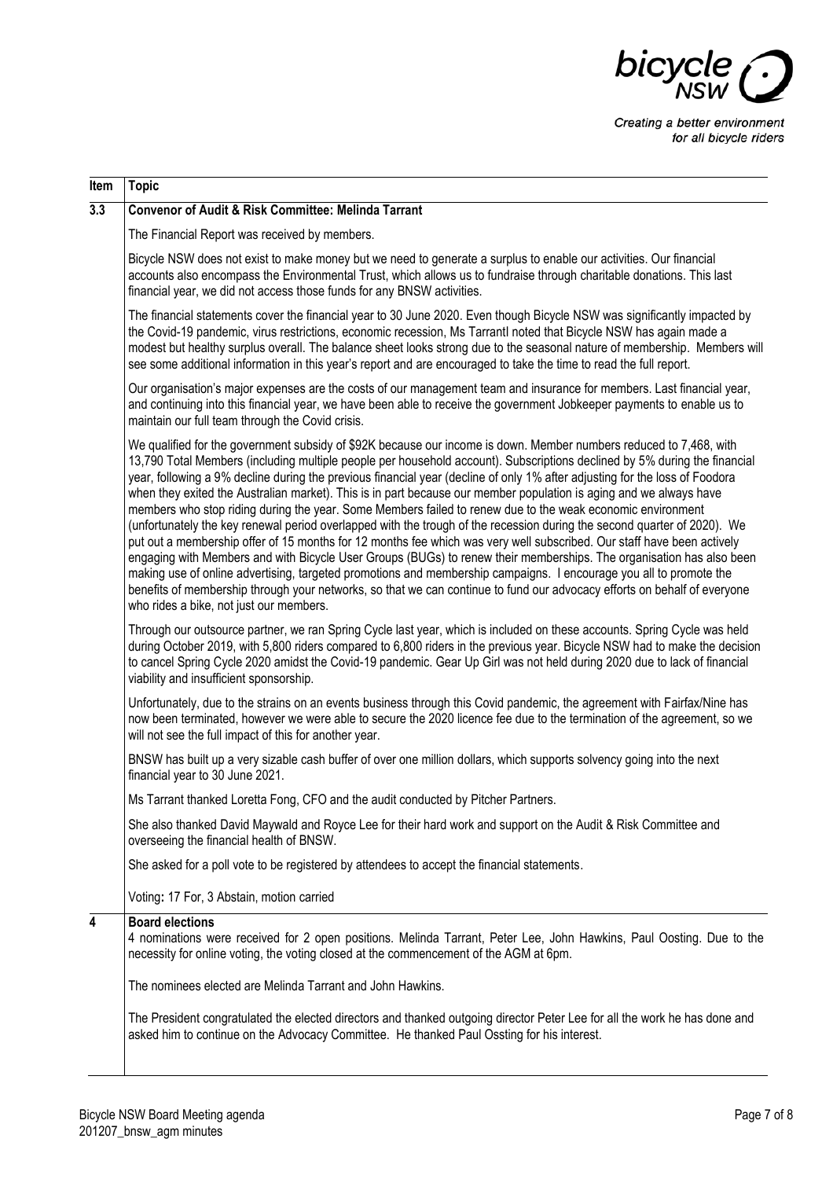| Item | Topic |
|---|---|
| 3.3 | **Convenor of Audit & Risk Committee: Melinda Tarrant** |
| | The Financial Report was received by members. |
| | Bicycle NSW does not exist to make money but we need to generate a surplus to enable our activities. Our financial accounts also encompass the Environmental Trust, which allows us to fundraise through charitable donations. This last financial year, we did not access those funds for any BNSW activities. |
| | The financial statements cover the financial year to 30 June 2020. Even though Bicycle NSW was significantly impacted by the Covid-19 pandemic, virus restrictions, economic recession, Ms Tarrantl noted that Bicycle NSW has again made a modest but healthy surplus overall. The balance sheet looks strong due to the seasonal nature of membership. Members will see some additional information in this year's report and are encouraged to take the time to read the full report. |
| | Our organisation's major expenses are the costs of our management team and insurance for members. Last financial year, and continuing into this financial year, we have been able to receive the government Jobkeeper payments to enable us to maintain our full team through the Covid crisis. |
| | We qualified for the government subsidy of $92K because our income is down. Member numbers reduced to 7,468, with 13,790 Total Members (including multiple people per household account). Subscriptions declined by 5% during the financial year, following a 9% decline during the previous financial year (decline of only 1% after adjusting for the loss of Foodora when they exited the Australian market). This is in part because our member population is aging and we always have members who stop riding during the year. Some Members failed to renew due to the weak economic environment (unfortunately the key renewal period overlapped with the trough of the recession during the second quarter of 2020). We put out a membership offer of 15 months for 12 months fee which was very well subscribed. Our staff have been actively engaging with Members and with Bicycle User Groups (BUGs) to renew their memberships. The organisation has also been making use of online advertising, targeted promotions and membership campaigns. I encourage you all to promote the benefits of membership through your networks, so that we can continue to fund our advocacy efforts on behalf of everyone who rides a bike, not just our members. |
| | Through our outsource partner, we ran Spring Cycle last year, which is included on these accounts. Spring Cycle was held during October 2019, with 5,800 riders compared to 6,800 riders in the previous year. Bicycle NSW had to make the decision to cancel Spring Cycle 2020 amidst the Covid-19 pandemic. Gear Up Girl was not held during 2020 due to lack of financial viability and insufficient sponsorship. |
| | Unfortunately, due to the strains on an events business through this Covid pandemic, the agreement with Fairfax/Nine has now been terminated, however we were able to secure the 2020 licence fee due to the termination of the agreement, so we will not see the full impact of this for another year. |
| | BNSW has built up a very sizable cash buffer of over one million dollars, which supports solvency going into the next financial year to 30 June 2021. |
| | Ms Tarrant thanked Loretta Fong, CFO and the audit conducted by Pitcher Partners. |
| | She also thanked David Maywald and Royce Lee for their hard work and support on the Audit & Risk Committee and overseeing the financial health of BNSW. |
| | She asked for a poll vote to be registered by attendees to accept the financial statements. |
| | Voting**:** 17 For, 3 Abstain, motion carried |
| 4 | **Board elections**<br>4 nominations were received for 2 open positions. Melinda Tarrant, Peter Lee, John Hawkins, Paul Oosting. Due to the necessity for online voting, the voting closed at the commencement of the AGM at 6pm.<br><br>The nominees elected are Melinda Tarrant and John Hawkins.<br><br>The President congratulated the elected directors and thanked outgoing director Peter Lee for all the work he has done and asked him to continue on the Advocacy Committee. He thanked Paul Ossting for his interest. |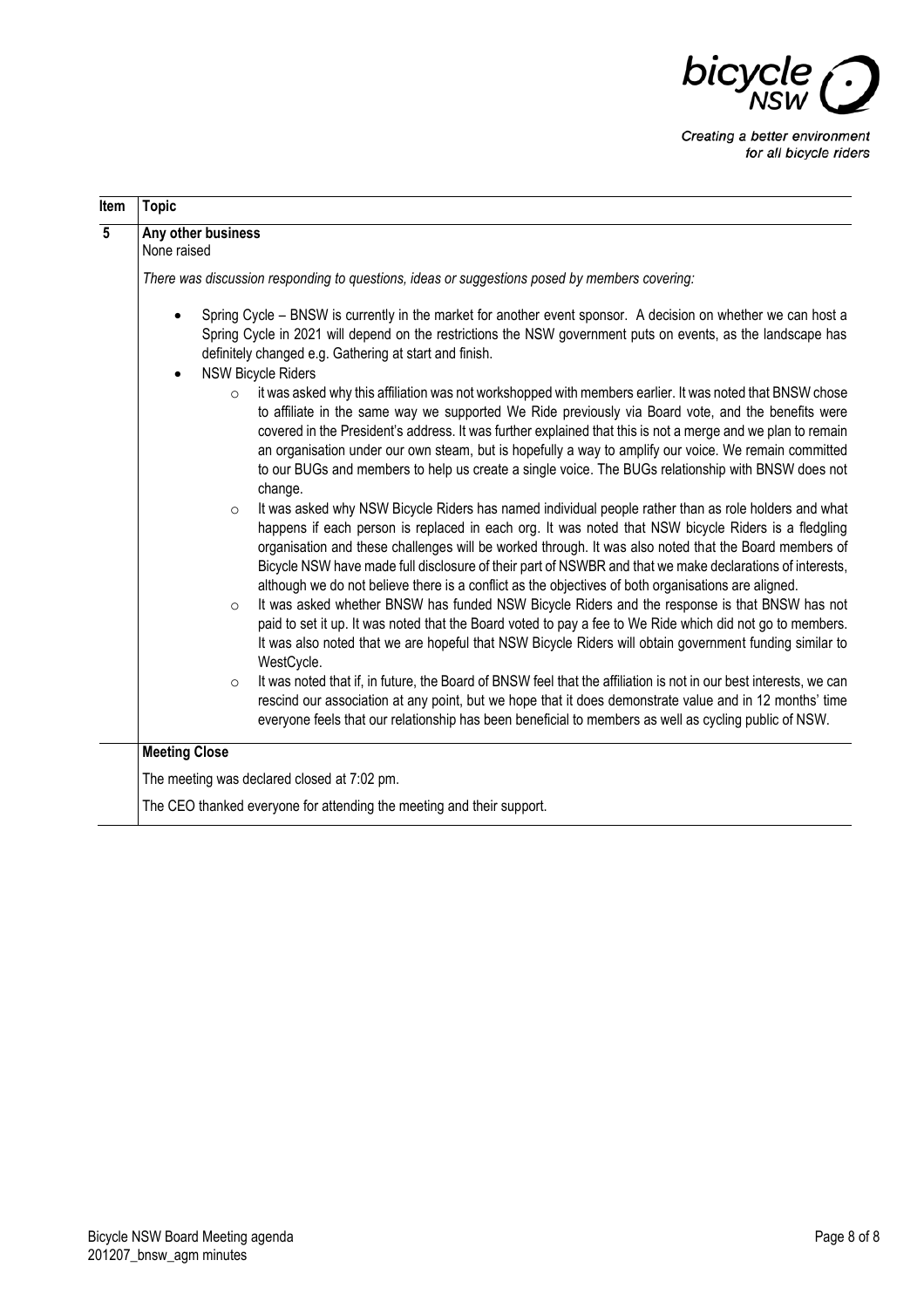| Item | Topic |
|---|---|
| 5 | **Any other business**<br>None raised<br><br>*There was discussion responding to questions, ideas or suggestions posed by members covering:*<br><br>• Spring Cycle – BNSW is currently in the market for another event sponsor. A decision on whether we can host a Spring Cycle in 2021 will depend on the restrictions the NSW government puts on events, as the landscape has definitely changed e.g. Gathering at start and finish.<br>• NSW Bicycle Riders<br>&nbsp;&nbsp;&nbsp;&nbsp;○ it was asked why this affiliation was not workshopped with members earlier. It was noted that BNSW chose to affiliate in the same way we supported We Ride previously via Board vote, and the benefits were covered in the President's address. It was further explained that this is not a merge and we plan to remain an organisation under our own steam, but is hopefully a way to amplify our voice. We remain committed to our BUGs and members to help us create a single voice. The BUGs relationship with BNSW does not change.<br>&nbsp;&nbsp;&nbsp;&nbsp;○ It was asked why NSW Bicycle Riders has named individual people rather than as role holders and what happens if each person is replaced in each org. It was noted that NSW bicycle Riders is a fledgling organisation and these challenges will be worked through. It was also noted that the Board members of Bicycle NSW have made full disclosure of their part of NSWBR and that we make declarations of interests, although we do not believe there is a conflict as the objectives of both organisations are aligned.<br>&nbsp;&nbsp;&nbsp;&nbsp;○ It was asked whether BNSW has funded NSW Bicycle Riders and the response is that BNSW has not paid to set it up. It was noted that the Board voted to pay a fee to We Ride which did not go to members. It was also noted that we are hopeful that NSW Bicycle Riders will obtain government funding similar to WestCycle.<br>&nbsp;&nbsp;&nbsp;&nbsp;○ It was noted that if, in future, the Board of BNSW feel that the affiliation is not in our best interests, we can rescind our association at any point, but we hope that it does demonstrate value and in 12 months' time everyone feels that our relationship has been beneficial to members as well as cycling public of NSW. |
| | **Meeting Close**<br><br>The meeting was declared closed at 7:02 pm.<br><br>The CEO thanked everyone for attending the meeting and their support. |